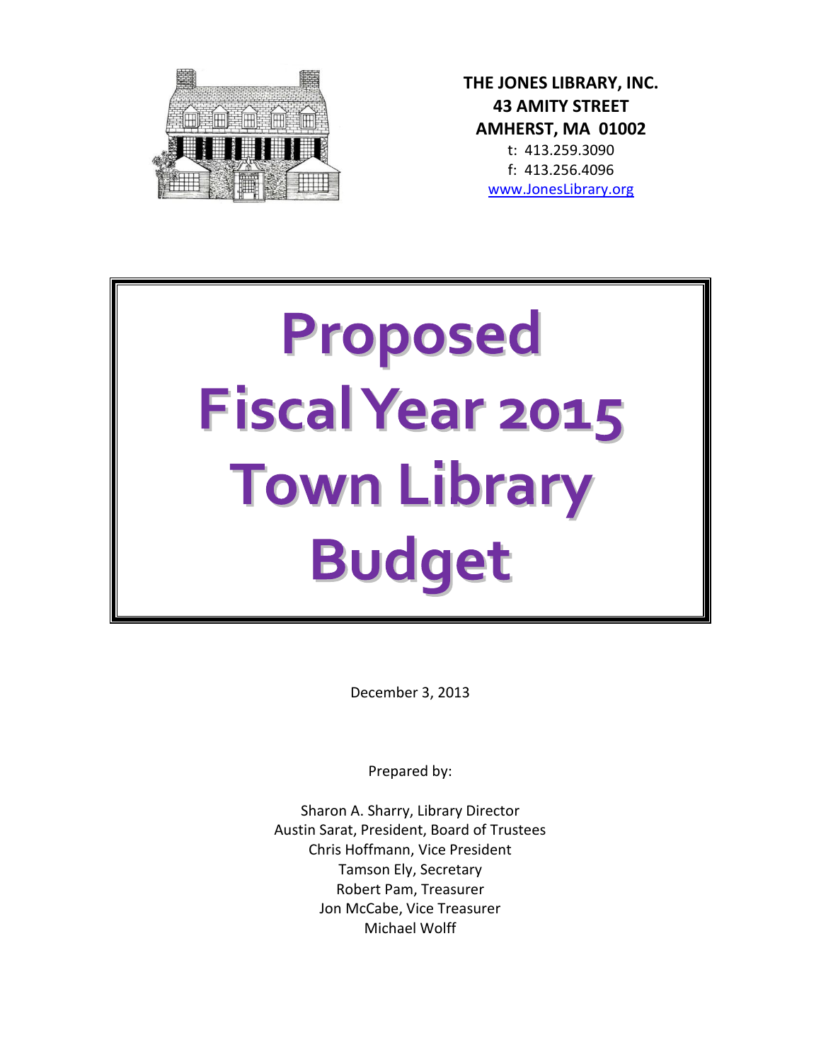**THE JONES LIBRARY, INC.**
**43 AMITY STREET**
**AMHERST, MA 01002**
t: 413.259.3090
f: 413.256.4096
www.JonesLibrary.org

# Proposed Fiscal Year 2015 Town Library Budget

December 3, 2013

Prepared by:

Sharon A. Sharry, Library Director
Austin Sarat, President, Board of Trustees
Chris Hoffmann, Vice President
Tamson Ely, Secretary
Robert Pam, Treasurer
Jon McCabe, Vice Treasurer
Michael Wolff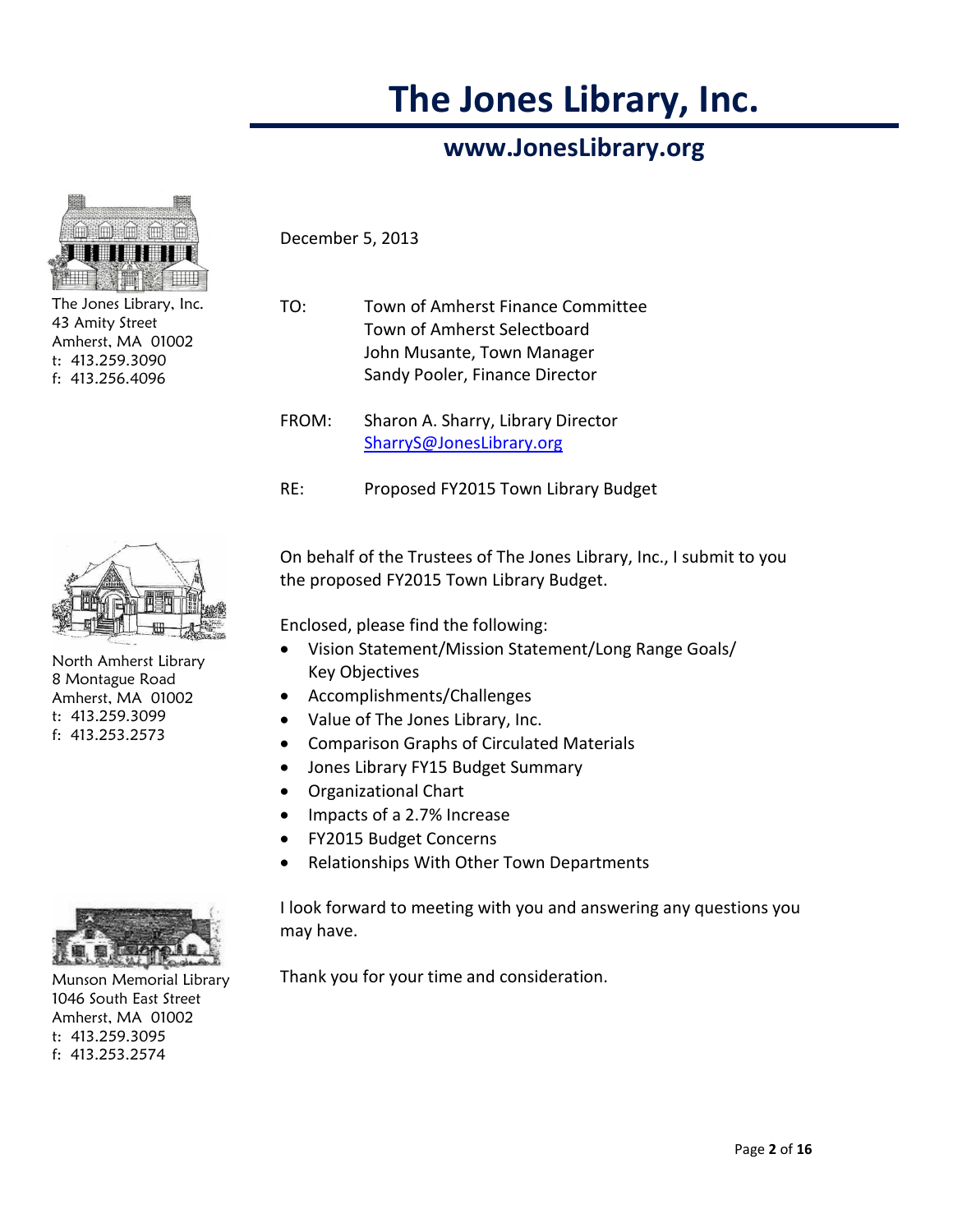# The Jones Library, Inc.

## www.JonesLibrary.org

The Jones Library, Inc.
43 Amity Street
Amherst, MA 01002
t: 413.259.3090
f: 413.256.4096

North Amherst Library
8 Montague Road
Amherst, MA 01002
t: 413.259.3099
f: 413.253.2573

Munson Memorial Library
1046 South East Street
Amherst, MA 01002
t: 413.259.3095
f: 413.253.2574

December 5, 2013

TO: Town of Amherst Finance Committee
Town of Amherst Selectboard
John Musante, Town Manager
Sandy Pooler, Finance Director

FROM: Sharon A. Sharry, Library Director
SharryS@JonesLibrary.org

RE: Proposed FY2015 Town Library Budget

On behalf of the Trustees of The Jones Library, Inc., I submit to you the proposed FY2015 Town Library Budget.

Enclosed, please find the following:

- Vision Statement/Mission Statement/Long Range Goals/ Key Objectives
- Accomplishments/Challenges
- Value of The Jones Library, Inc.
- Comparison Graphs of Circulated Materials
- Jones Library FY15 Budget Summary
- Organizational Chart
- Impacts of a 2.7% Increase
- FY2015 Budget Concerns
- Relationships With Other Town Departments

I look forward to meeting with you and answering any questions you may have.

Thank you for your time and consideration.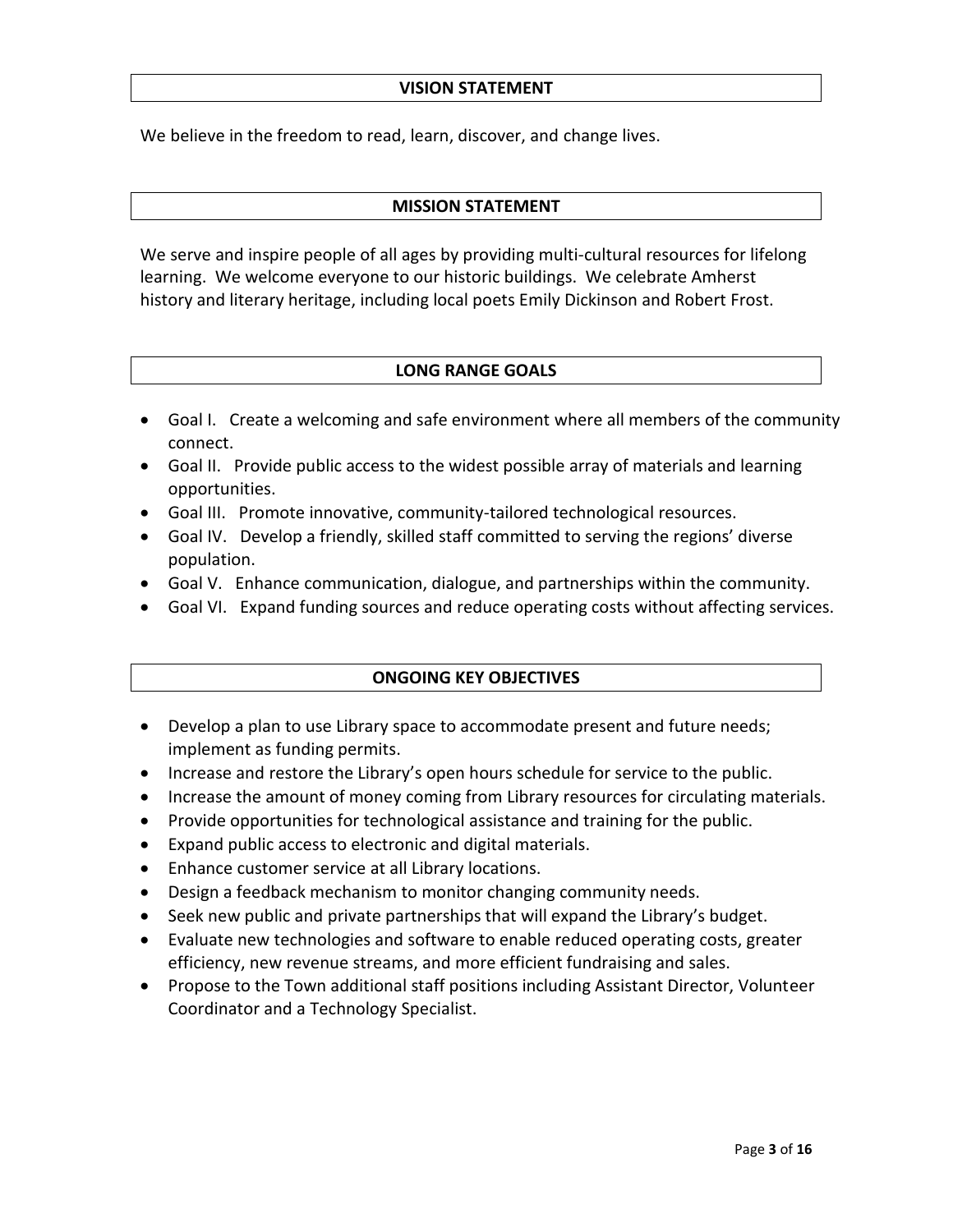## VISION STATEMENT

We believe in the freedom to read, learn, discover, and change lives.

## MISSION STATEMENT

We serve and inspire people of all ages by providing multi-cultural resources for lifelong learning. We welcome everyone to our historic buildings. We celebrate Amherst history and literary heritage, including local poets Emily Dickinson and Robert Frost.

## LONG RANGE GOALS

- Goal I. Create a welcoming and safe environment where all members of the community connect.
- Goal II. Provide public access to the widest possible array of materials and learning opportunities.
- Goal III. Promote innovative, community-tailored technological resources.
- Goal IV. Develop a friendly, skilled staff committed to serving the regions' diverse population.
- Goal V. Enhance communication, dialogue, and partnerships within the community.
- Goal VI. Expand funding sources and reduce operating costs without affecting services.

## ONGOING KEY OBJECTIVES

- Develop a plan to use Library space to accommodate present and future needs; implement as funding permits.
- Increase and restore the Library's open hours schedule for service to the public.
- Increase the amount of money coming from Library resources for circulating materials.
- Provide opportunities for technological assistance and training for the public.
- Expand public access to electronic and digital materials.
- Enhance customer service at all Library locations.
- Design a feedback mechanism to monitor changing community needs.
- Seek new public and private partnerships that will expand the Library's budget.
- Evaluate new technologies and software to enable reduced operating costs, greater efficiency, new revenue streams, and more efficient fundraising and sales.
- Propose to the Town additional staff positions including Assistant Director, Volunteer Coordinator and a Technology Specialist.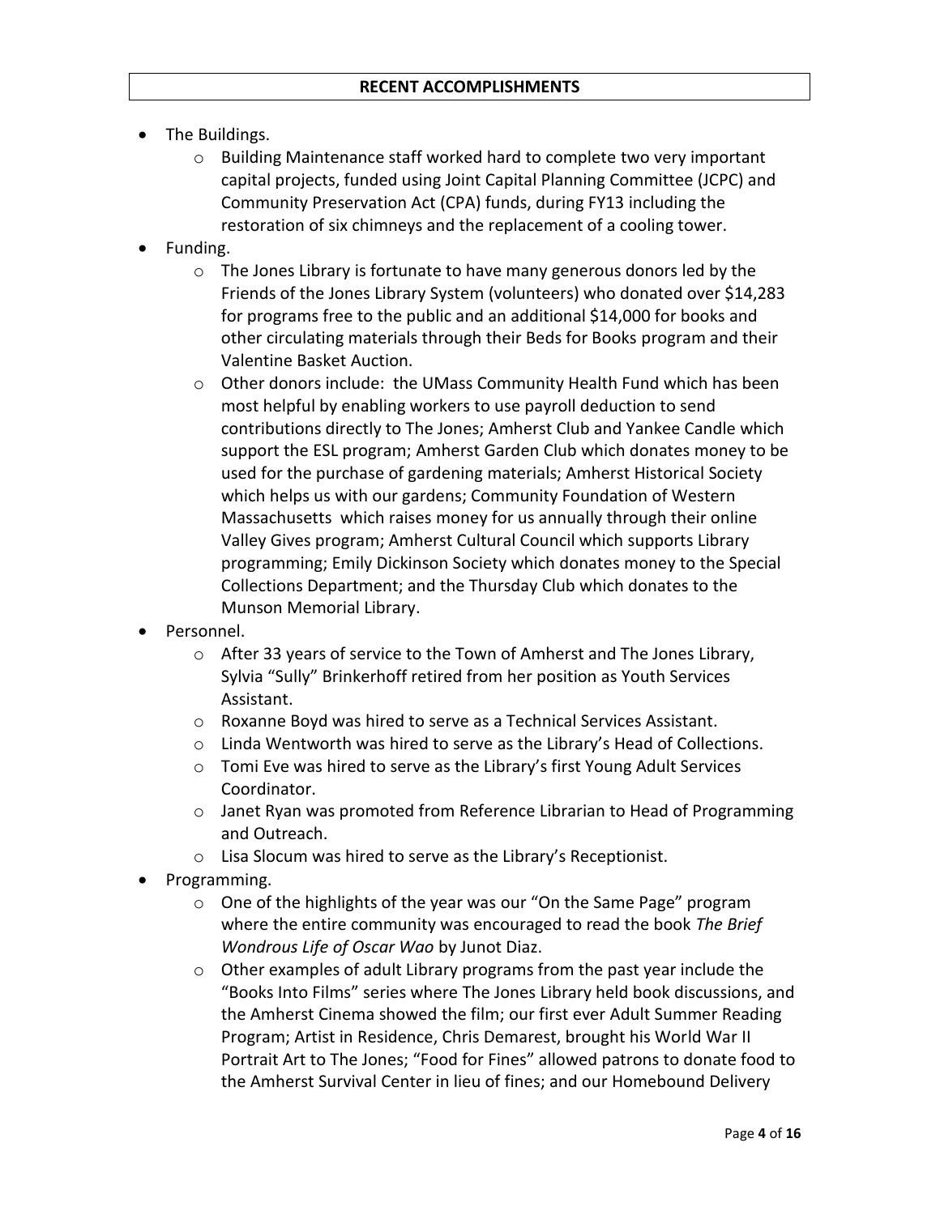## RECENT ACCOMPLISHMENTS

- The Buildings.
    - Building Maintenance staff worked hard to complete two very important capital projects, funded using Joint Capital Planning Committee (JCPC) and Community Preservation Act (CPA) funds, during FY13 including the restoration of six chimneys and the replacement of a cooling tower.
- Funding.
    - The Jones Library is fortunate to have many generous donors led by the Friends of the Jones Library System (volunteers) who donated over $14,283 for programs free to the public and an additional $14,000 for books and other circulating materials through their Beds for Books program and their Valentine Basket Auction.
    - Other donors include: the UMass Community Health Fund which has been most helpful by enabling workers to use payroll deduction to send contributions directly to The Jones; Amherst Club and Yankee Candle which support the ESL program; Amherst Garden Club which donates money to be used for the purchase of gardening materials; Amherst Historical Society which helps us with our gardens; Community Foundation of Western Massachusetts which raises money for us annually through their online Valley Gives program; Amherst Cultural Council which supports Library programming; Emily Dickinson Society which donates money to the Special Collections Department; and the Thursday Club which donates to the Munson Memorial Library.
- Personnel.
    - After 33 years of service to the Town of Amherst and The Jones Library, Sylvia "Sully" Brinkerhoff retired from her position as Youth Services Assistant.
    - Roxanne Boyd was hired to serve as a Technical Services Assistant.
    - Linda Wentworth was hired to serve as the Library's Head of Collections.
    - Tomi Eve was hired to serve as the Library's first Young Adult Services Coordinator.
    - Janet Ryan was promoted from Reference Librarian to Head of Programming and Outreach.
    - Lisa Slocum was hired to serve as the Library's Receptionist.
- Programming.
    - One of the highlights of the year was our "On the Same Page" program where the entire community was encouraged to read the book *The Brief Wondrous Life of Oscar Wao* by Junot Diaz.
    - Other examples of adult Library programs from the past year include the "Books Into Films" series where The Jones Library held book discussions, and the Amherst Cinema showed the film; our first ever Adult Summer Reading Program; Artist in Residence, Chris Demarest, brought his World War II Portrait Art to The Jones; "Food for Fines" allowed patrons to donate food to the Amherst Survival Center in lieu of fines; and our Homebound Delivery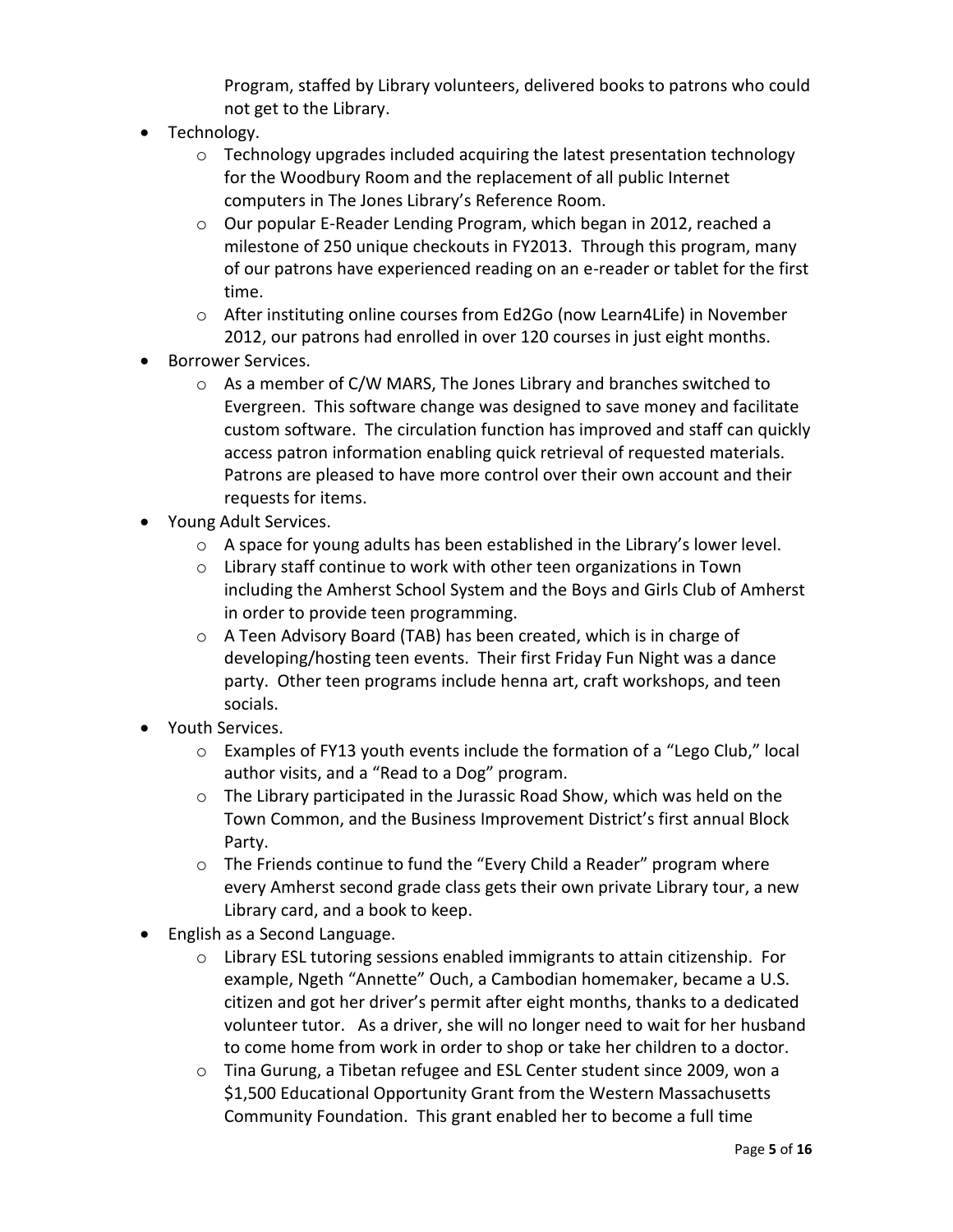Program, staffed by Library volunteers, delivered books to patrons who could not get to the Library.

- Technology.
  - Technology upgrades included acquiring the latest presentation technology for the Woodbury Room and the replacement of all public Internet computers in The Jones Library's Reference Room.
  - Our popular E-Reader Lending Program, which began in 2012, reached a milestone of 250 unique checkouts in FY2013. Through this program, many of our patrons have experienced reading on an e-reader or tablet for the first time.
  - After instituting online courses from Ed2Go (now Learn4Life) in November 2012, our patrons had enrolled in over 120 courses in just eight months.
- Borrower Services.
  - As a member of C/W MARS, The Jones Library and branches switched to Evergreen. This software change was designed to save money and facilitate custom software. The circulation function has improved and staff can quickly access patron information enabling quick retrieval of requested materials. Patrons are pleased to have more control over their own account and their requests for items.
- Young Adult Services.
  - A space for young adults has been established in the Library's lower level.
  - Library staff continue to work with other teen organizations in Town including the Amherst School System and the Boys and Girls Club of Amherst in order to provide teen programming.
  - A Teen Advisory Board (TAB) has been created, which is in charge of developing/hosting teen events. Their first Friday Fun Night was a dance party. Other teen programs include henna art, craft workshops, and teen socials.
- Youth Services.
  - Examples of FY13 youth events include the formation of a "Lego Club," local author visits, and a "Read to a Dog" program.
  - The Library participated in the Jurassic Road Show, which was held on the Town Common, and the Business Improvement District's first annual Block Party.
  - The Friends continue to fund the "Every Child a Reader" program where every Amherst second grade class gets their own private Library tour, a new Library card, and a book to keep.
- English as a Second Language.
  - Library ESL tutoring sessions enabled immigrants to attain citizenship. For example, Ngeth "Annette" Ouch, a Cambodian homemaker, became a U.S. citizen and got her driver's permit after eight months, thanks to a dedicated volunteer tutor. As a driver, she will no longer need to wait for her husband to come home from work in order to shop or take her children to a doctor.
  - Tina Gurung, a Tibetan refugee and ESL Center student since 2009, won a $1,500 Educational Opportunity Grant from the Western Massachusetts Community Foundation. This grant enabled her to become a full time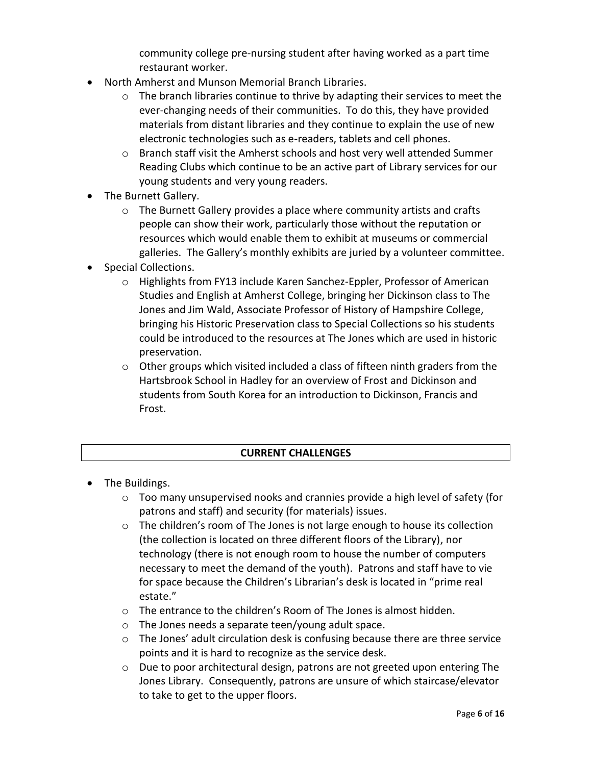community college pre-nursing student after having worked as a part time restaurant worker.

- North Amherst and Munson Memorial Branch Libraries.
  - The branch libraries continue to thrive by adapting their services to meet the ever-changing needs of their communities. To do this, they have provided materials from distant libraries and they continue to explain the use of new electronic technologies such as e-readers, tablets and cell phones.
  - Branch staff visit the Amherst schools and host very well attended Summer Reading Clubs which continue to be an active part of Library services for our young students and very young readers.
- The Burnett Gallery.
  - The Burnett Gallery provides a place where community artists and crafts people can show their work, particularly those without the reputation or resources which would enable them to exhibit at museums or commercial galleries. The Gallery's monthly exhibits are juried by a volunteer committee.
- Special Collections.
  - Highlights from FY13 include Karen Sanchez-Eppler, Professor of American Studies and English at Amherst College, bringing her Dickinson class to The Jones and Jim Wald, Associate Professor of History of Hampshire College, bringing his Historic Preservation class to Special Collections so his students could be introduced to the resources at The Jones which are used in historic preservation.
  - Other groups which visited included a class of fifteen ninth graders from the Hartsbrook School in Hadley for an overview of Frost and Dickinson and students from South Korea for an introduction to Dickinson, Francis and Frost.

## CURRENT CHALLENGES

- The Buildings.
  - Too many unsupervised nooks and crannies provide a high level of safety (for patrons and staff) and security (for materials) issues.
  - The children's room of The Jones is not large enough to house its collection (the collection is located on three different floors of the Library), nor technology (there is not enough room to house the number of computers necessary to meet the demand of the youth). Patrons and staff have to vie for space because the Children's Librarian's desk is located in "prime real estate."
  - The entrance to the children's Room of The Jones is almost hidden.
  - The Jones needs a separate teen/young adult space.
  - The Jones' adult circulation desk is confusing because there are three service points and it is hard to recognize as the service desk.
  - Due to poor architectural design, patrons are not greeted upon entering The Jones Library. Consequently, patrons are unsure of which staircase/elevator to take to get to the upper floors.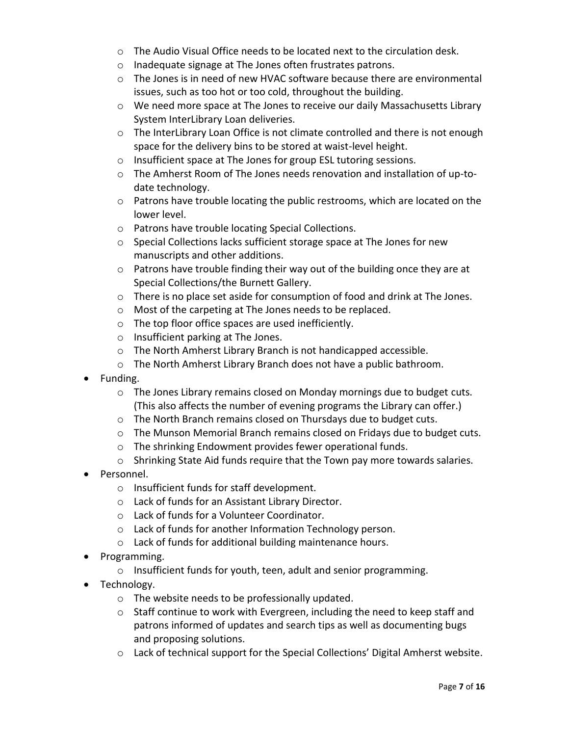- The Audio Visual Office needs to be located next to the circulation desk.
    - Inadequate signage at The Jones often frustrates patrons.
    - The Jones is in need of new HVAC software because there are environmental issues, such as too hot or too cold, throughout the building.
    - We need more space at The Jones to receive our daily Massachusetts Library System InterLibrary Loan deliveries.
    - The InterLibrary Loan Office is not climate controlled and there is not enough space for the delivery bins to be stored at waist-level height.
    - Insufficient space at The Jones for group ESL tutoring sessions.
    - The Amherst Room of The Jones needs renovation and installation of up-to-date technology.
    - Patrons have trouble locating the public restrooms, which are located on the lower level.
    - Patrons have trouble locating Special Collections.
    - Special Collections lacks sufficient storage space at The Jones for new manuscripts and other additions.
    - Patrons have trouble finding their way out of the building once they are at Special Collections/the Burnett Gallery.
    - There is no place set aside for consumption of food and drink at The Jones.
    - Most of the carpeting at The Jones needs to be replaced.
    - The top floor office spaces are used inefficiently.
    - Insufficient parking at The Jones.
    - The North Amherst Library Branch is not handicapped accessible.
    - The North Amherst Library Branch does not have a public bathroom.
- Funding.
    - The Jones Library remains closed on Monday mornings due to budget cuts. (This also affects the number of evening programs the Library can offer.)
    - The North Branch remains closed on Thursdays due to budget cuts.
    - The Munson Memorial Branch remains closed on Fridays due to budget cuts.
    - The shrinking Endowment provides fewer operational funds.
    - Shrinking State Aid funds require that the Town pay more towards salaries.
- Personnel.
    - Insufficient funds for staff development.
    - Lack of funds for an Assistant Library Director.
    - Lack of funds for a Volunteer Coordinator.
    - Lack of funds for another Information Technology person.
    - Lack of funds for additional building maintenance hours.
- Programming.
    - Insufficient funds for youth, teen, adult and senior programming.
- Technology.
    - The website needs to be professionally updated.
    - Staff continue to work with Evergreen, including the need to keep staff and patrons informed of updates and search tips as well as documenting bugs and proposing solutions.
    - Lack of technical support for the Special Collections' Digital Amherst website.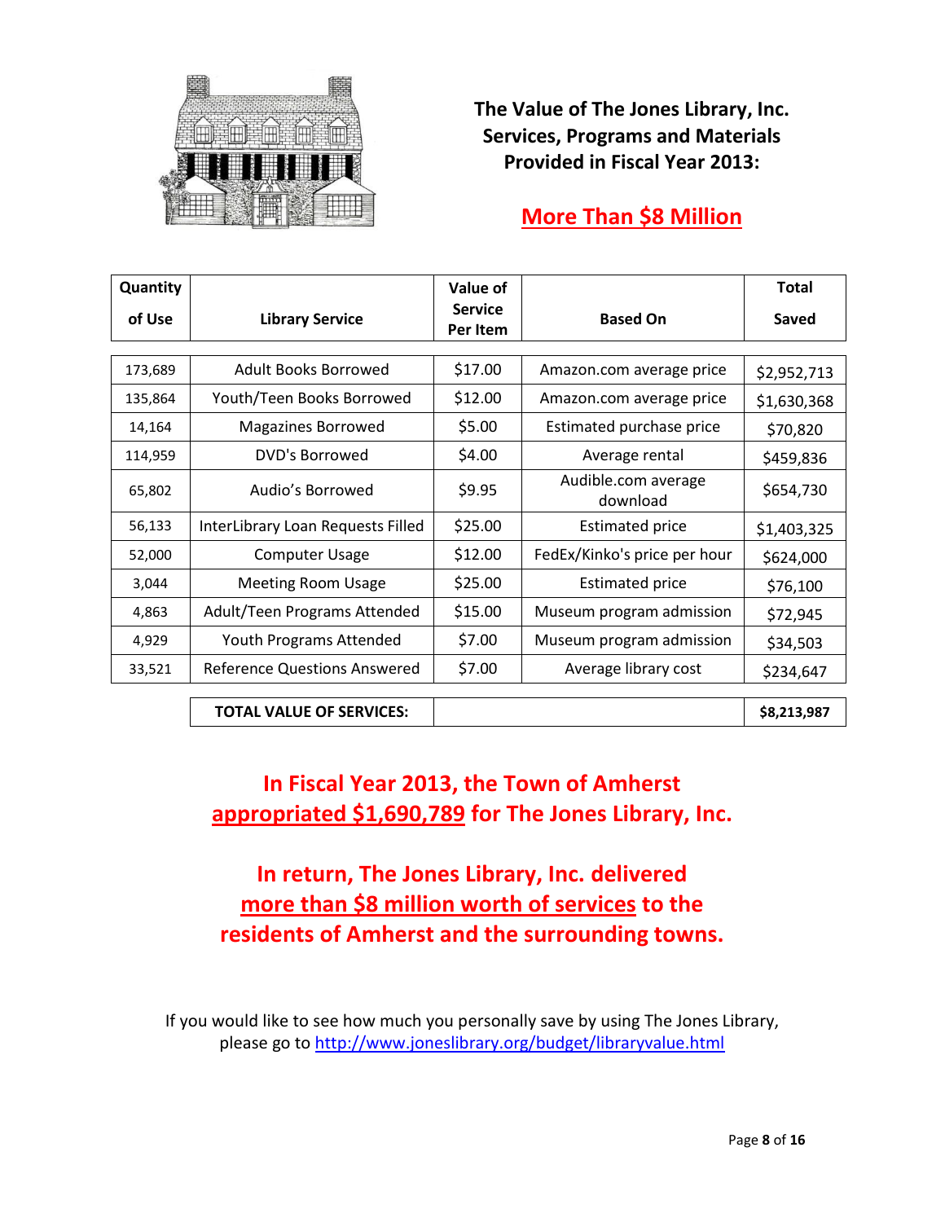# The Value of The Jones Library, Inc. Services, Programs and Materials Provided in Fiscal Year 2013:

## More Than $8 Million

| Quantity of Use | Library Service | Value of Service Per Item | Based On | Total Saved |
|---|---|---|---|---|
| 173,689 | Adult Books Borrowed | $17.00 | Amazon.com average price | $2,952,713 |
| 135,864 | Youth/Teen Books Borrowed | $12.00 | Amazon.com average price | $1,630,368 |
| 14,164 | Magazines Borrowed | $5.00 | Estimated purchase price | $70,820 |
| 114,959 | DVD's Borrowed | $4.00 | Average rental | $459,836 |
| 65,802 | Audio's Borrowed | $9.95 | Audible.com average download | $654,730 |
| 56,133 | InterLibrary Loan Requests Filled | $25.00 | Estimated price | $1,403,325 |
| 52,000 | Computer Usage | $12.00 | FedEx/Kinko's price per hour | $624,000 |
| 3,044 | Meeting Room Usage | $25.00 | Estimated price | $76,100 |
| 4,863 | Adult/Teen Programs Attended | $15.00 | Museum program admission | $72,945 |
| 4,929 | Youth Programs Attended | $7.00 | Museum program admission | $34,503 |
| 33,521 | Reference Questions Answered | $7.00 | Average library cost | $234,647 |
| | **TOTAL VALUE OF SERVICES:** | | | **$8,213,987** |

**In Fiscal Year 2013, the Town of Amherst appropriated $1,690,789 for The Jones Library, Inc.**

**In return, The Jones Library, Inc. delivered more than $8 million worth of services to the residents of Amherst and the surrounding towns.**

If you would like to see how much you personally save by using The Jones Library, please go to http://www.joneslibrary.org/budget/libraryvalue.html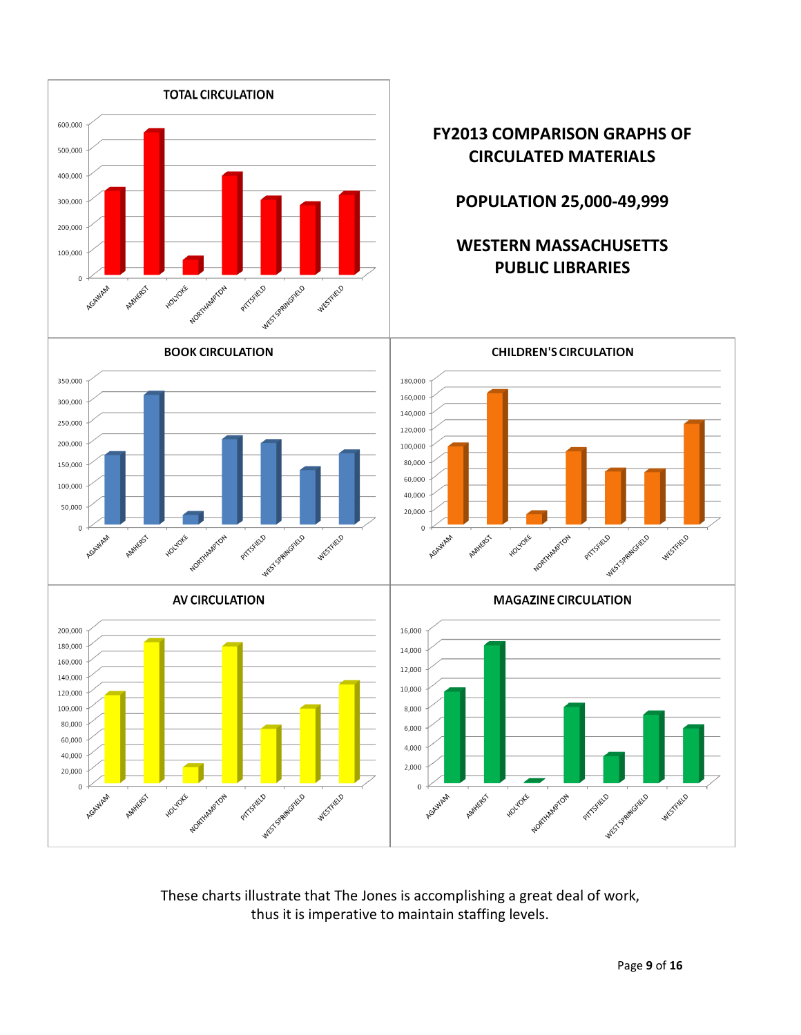# FY2013 COMPARISON GRAPHS OF CIRCULATED MATERIALS

## POPULATION 25,000-49,999

## WESTERN MASSACHUSETTS PUBLIC LIBRARIES

### TOTAL CIRCULATION

### BOOK CIRCULATION

### CHILDREN'S CIRCULATION

### AV CIRCULATION

### MAGAZINE CIRCULATION

These charts illustrate that The Jones is accomplishing a great deal of work, thus it is imperative to maintain staffing levels.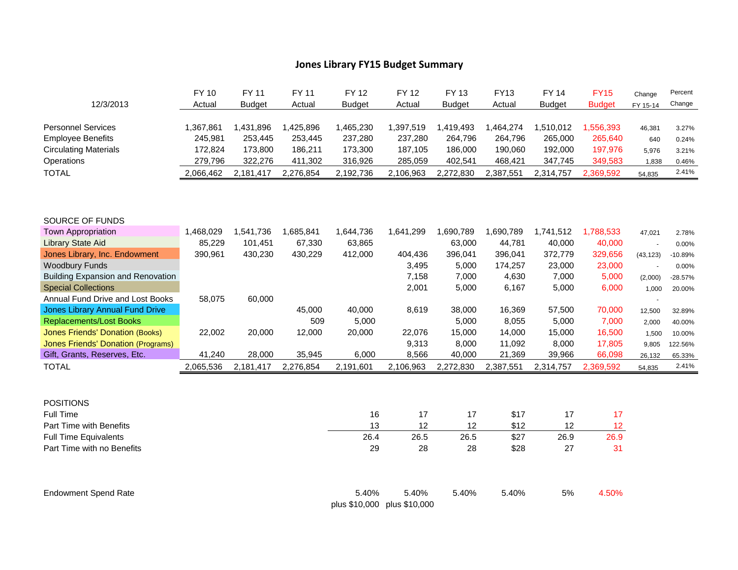## Jones Library FY15 Budget Summary

| 12/3/2013 | FY 10 Actual | FY 11 Budget | FY 11 Actual | FY 12 Budget | FY 12 Actual | FY 13 Budget | FY13 Actual | FY 14 Budget | FY15 Budget | Change FY 15-14 | Percent Change |
|---|---|---|---|---|---|---|---|---|---|---|---|
| Personnel Services | 1,367,861 | 1,431,896 | 1,425,896 | 1,465,230 | 1,397,519 | 1,419,493 | 1,464,274 | 1,510,012 | 1,556,393 | 46,381 | 3.27% |
| Employee Benefits | 245,981 | 253,445 | 253,445 | 237,280 | 237,280 | 264,796 | 264,796 | 265,000 | 265,640 | 640 | 0.24% |
| Circulating Materials | 172,824 | 173,800 | 186,211 | 173,300 | 187,105 | 186,000 | 190,060 | 192,000 | 197,976 | 5,976 | 3.21% |
| Operations | 279,796 | 322,276 | 411,302 | 316,926 | 285,059 | 402,541 | 468,421 | 347,745 | 349,583 | 1,838 | 0.46% |
| TOTAL | 2,066,462 | 2,181,417 | 2,276,854 | 2,192,736 | 2,106,963 | 2,272,830 | 2,387,551 | 2,314,757 | 2,369,592 | 54,835 | 2.41% |

| SOURCE OF FUNDS | FY 10 Actual | FY 11 Budget | FY 11 Actual | FY 12 Budget | FY 12 Actual | FY 13 Budget | FY13 Actual | FY 14 Budget | FY15 Budget | Change FY 15-14 | Percent Change |
|---|---|---|---|---|---|---|---|---|---|---|---|
| Town Appropriation | 1,468,029 | 1,541,736 | 1,685,841 | 1,644,736 | 1,641,299 | 1,690,789 | 1,690,789 | 1,741,512 | 1,788,533 | 47,021 | 2.78% |
| Library State Aid | 85,229 | 101,451 | 67,330 | 63,865 | | 63,000 | 44,781 | 40,000 | 40,000 | - | 0.00% |
| Jones Library, Inc. Endowment | 390,961 | 430,230 | 430,229 | 412,000 | 404,436 | 396,041 | 396,041 | 372,779 | 329,656 | (43,123) | -10.89% |
| Woodbury Funds | | | | | 3,495 | 5,000 | 174,257 | 23,000 | 23,000 | - | 0.00% |
| Building Expansion and Renovation | | | | | 7,158 | 7,000 | 4,630 | 7,000 | 5,000 | (2,000) | -28.57% |
| Special Collections | | | | | 2,001 | 5,000 | 6,167 | 5,000 | 6,000 | 1,000 | 20.00% |
| Annual Fund Drive and Lost Books | 58,075 | 60,000 | | | | | | | | - | |
| Jones Library Annual Fund Drive | | | 45,000 | 40,000 | 8,619 | 38,000 | 16,369 | 57,500 | 70,000 | 12,500 | 32.89% |
| Replacements/Lost Books | | | 509 | 5,000 | | 5,000 | 8,055 | 5,000 | 7,000 | 2,000 | 40.00% |
| Jones Friends' Donation (Books) | 22,002 | 20,000 | 12,000 | 20,000 | 22,076 | 15,000 | 14,000 | 15,000 | 16,500 | 1,500 | 10.00% |
| Jones Friends' Donation (Programs) | | | | | 9,313 | 8,000 | 11,092 | 8,000 | 17,805 | 9,805 | 122.56% |
| Gift, Grants, Reserves, Etc. | 41,240 | 28,000 | 35,945 | 6,000 | 8,566 | 40,000 | 21,369 | 39,966 | 66,098 | 26,132 | 65.33% |
| TOTAL | 2,065,536 | 2,181,417 | 2,276,854 | 2,191,601 | 2,106,963 | 2,272,830 | 2,387,551 | 2,314,757 | 2,369,592 | 54,835 | 2.41% |

| POSITIONS | FY 12 Budget | FY 12 Actual | FY 13 Budget | FY13 Actual | FY 14 Budget | FY15 Budget |
|---|---|---|---|---|---|---|
| Full Time | 16 | 17 | 17 | $17 | 17 | 17 |
| Part Time with Benefits | 13 | 12 | 12 | $12 | 12 | 12 |
| Full Time Equivalents | 26.4 | 26.5 | 26.5 | $27 | 26.9 | 26.9 |
| Part Time with no Benefits | 29 | 28 | 28 | $28 | 27 | 31 |
| | | | | | | |
| Endowment Spend Rate | 5.40% plus $10,000 | 5.40% plus $10,000 | 5.40% | 5.40% | 5% | 4.50% |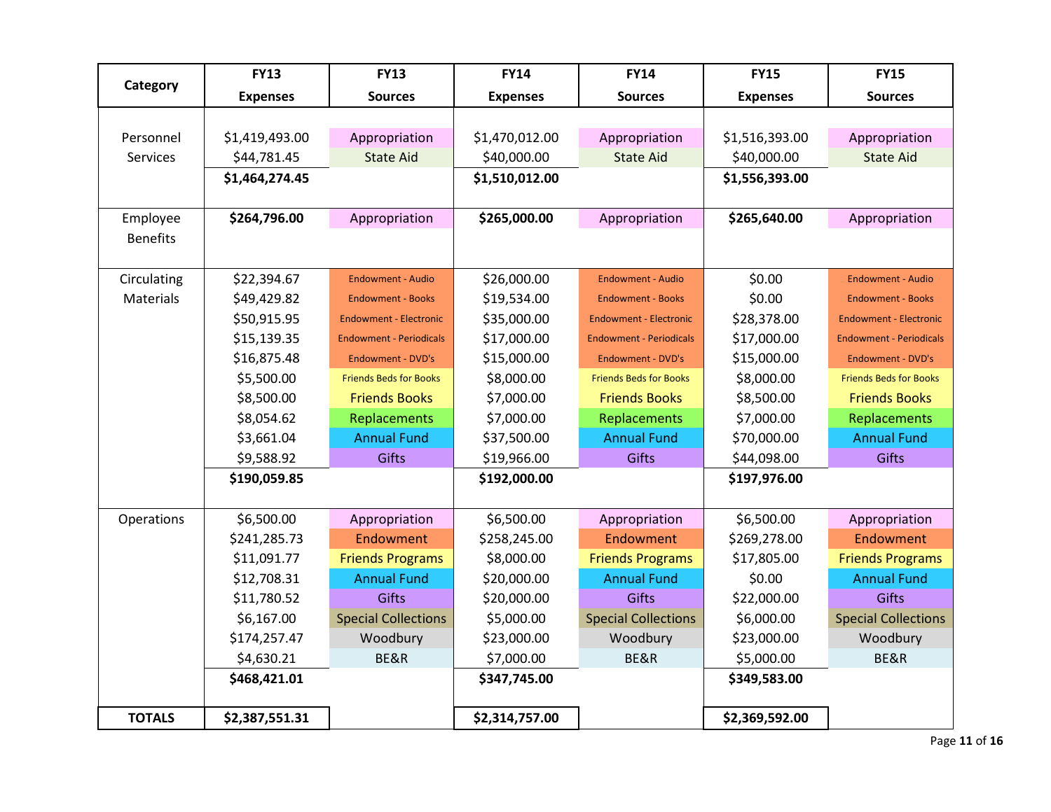| Category | FY13 Expenses | FY13 Sources | FY14 Expenses | FY14 Sources | FY15 Expenses | FY15 Sources |
|---|---|---|---|---|---|---|
| Personnel Services | $1,419,493.00 | Appropriation | $1,470,012.00 | Appropriation | $1,516,393.00 | Appropriation |
| | $44,781.45 | State Aid | $40,000.00 | State Aid | $40,000.00 | State Aid |
| | **$1,464,274.45** | | **$1,510,012.00** | | **$1,556,393.00** | |
| Employee Benefits | **$264,796.00** | Appropriation | **$265,000.00** | Appropriation | **$265,640.00** | Appropriation |
| Circulating Materials | $22,394.67 | Endowment - Audio | $26,000.00 | Endowment - Audio | $0.00 | Endowment - Audio |
| | $49,429.82 | Endowment - Books | $19,534.00 | Endowment - Books | $0.00 | Endowment - Books |
| | $50,915.95 | Endowment - Electronic | $35,000.00 | Endowment - Electronic | $28,378.00 | Endowment - Electronic |
| | $15,139.35 | Endowment - Periodicals | $17,000.00 | Endowment - Periodicals | $17,000.00 | Endowment - Periodicals |
| | $16,875.48 | Endowment - DVD's | $15,000.00 | Endowment - DVD's | $15,000.00 | Endowment - DVD's |
| | $5,500.00 | Friends Beds for Books | $8,000.00 | Friends Beds for Books | $8,000.00 | Friends Beds for Books |
| | $8,500.00 | Friends Books | $7,000.00 | Friends Books | $8,500.00 | Friends Books |
| | $8,054.62 | Replacements | $7,000.00 | Replacements | $7,000.00 | Replacements |
| | $3,661.04 | Annual Fund | $37,500.00 | Annual Fund | $70,000.00 | Annual Fund |
| | $9,588.92 | Gifts | $19,966.00 | Gifts | $44,098.00 | Gifts |
| | **$190,059.85** | | **$192,000.00** | | **$197,976.00** | |
| Operations | $6,500.00 | Appropriation | $6,500.00 | Appropriation | $6,500.00 | Appropriation |
| | $241,285.73 | Endowment | $258,245.00 | Endowment | $269,278.00 | Endowment |
| | $11,091.77 | Friends Programs | $8,000.00 | Friends Programs | $17,805.00 | Friends Programs |
| | $12,708.31 | Annual Fund | $20,000.00 | Annual Fund | $0.00 | Annual Fund |
| | $11,780.52 | Gifts | $20,000.00 | Gifts | $22,000.00 | Gifts |
| | $6,167.00 | Special Collections | $5,000.00 | Special Collections | $6,000.00 | Special Collections |
| | $174,257.47 | Woodbury | $23,000.00 | Woodbury | $23,000.00 | Woodbury |
| | $4,630.21 | BE&R | $7,000.00 | BE&R | $5,000.00 | BE&R |
| | **$468,421.01** | | **$347,745.00** | | **$349,583.00** | |
| **TOTALS** | **$2,387,551.31** | | **$2,314,757.00** | | **$2,369,592.00** | |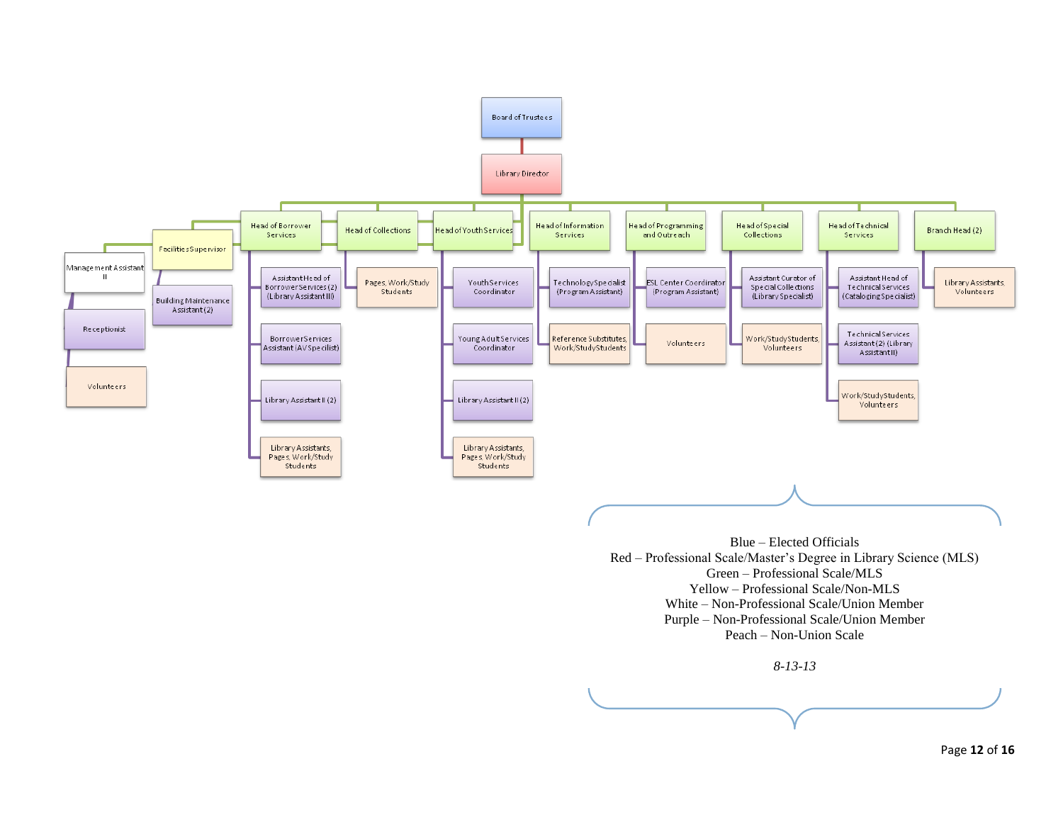Board of Trustees

Library Director

- Facilities Supervisor
  - Management Assistant II
    - Receptionist
    - Volunteers
  - Building Maintenance Assistant (2)
- Head of Borrower Services
  - Assistant Head of Borrower Services (2) (Library Assistant III)
  - Borrower Services Assistant (AV Specialist)
  - Library Assistant II (2)
  - Library Assistants, Pages, Work/Study Students
- Head of Collections
  - Pages, Work/Study Students
- Head of Youth Services
  - Youth Services Coordinator
  - Young Adult Services Coordinator
  - Library Assistant II (2)
  - Library Assistants, Pages, Work/Study Students
- Head of Information Services
  - Technology Specialist (Program Assistant)
  - Reference Substitutes, Work/Study Students
- Head of Programming and Outreach
  - ESL Center Coordinator (Program Assistant)
  - Volunteers
- Head of Special Collections
  - Assistant Curator of Special Collections (Library Specialist)
  - Work/Study Students, Volunteers
- Head of Technical Services
  - Assistant Head of Technical Services (Cataloging Specialist)
  - Technical Services Assistant (2) (Library Assistant II)
  - Work/Study Students, Volunteers
- Branch Head (2)
  - Library Assistants, Volunteers

Blue – Elected Officials
Red – Professional Scale/Master's Degree in Library Science (MLS)
Green – Professional Scale/MLS
Yellow – Professional Scale/Non-MLS
White – Non-Professional Scale/Union Member
Purple – Non-Professional Scale/Union Member
Peach – Non-Union Scale

*8-13-13*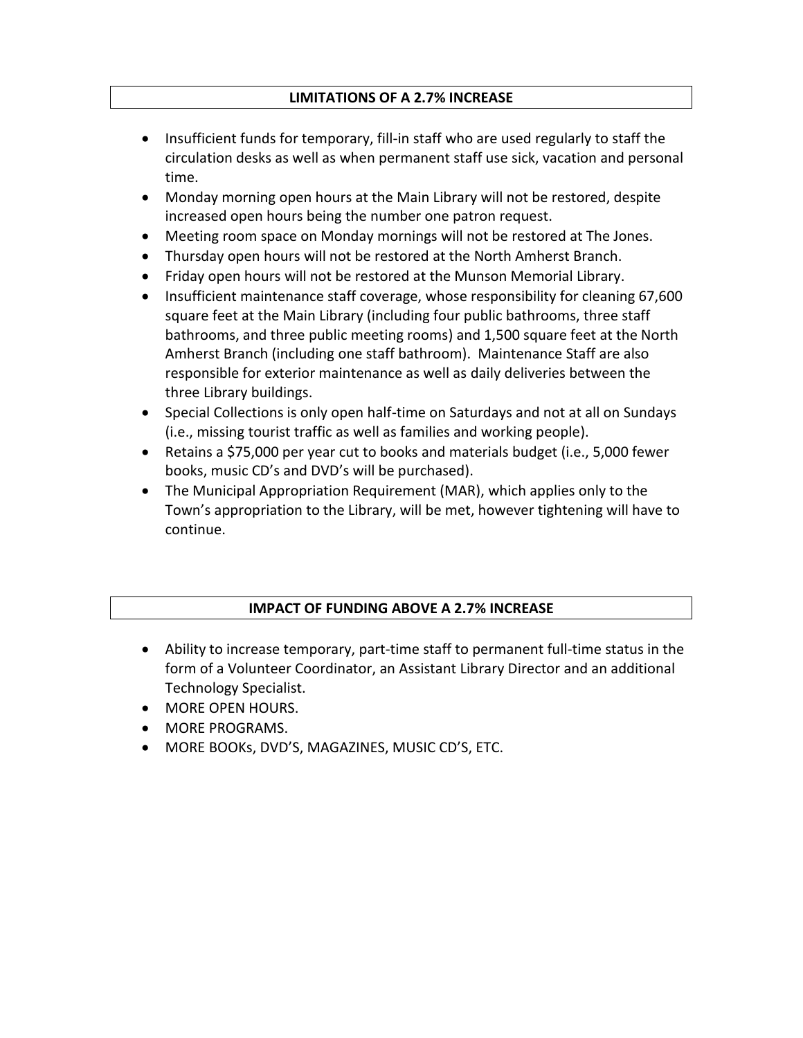## LIMITATIONS OF A 2.7% INCREASE

- Insufficient funds for temporary, fill-in staff who are used regularly to staff the circulation desks as well as when permanent staff use sick, vacation and personal time.
- Monday morning open hours at the Main Library will not be restored, despite increased open hours being the number one patron request.
- Meeting room space on Monday mornings will not be restored at The Jones.
- Thursday open hours will not be restored at the North Amherst Branch.
- Friday open hours will not be restored at the Munson Memorial Library.
- Insufficient maintenance staff coverage, whose responsibility for cleaning 67,600 square feet at the Main Library (including four public bathrooms, three staff bathrooms, and three public meeting rooms) and 1,500 square feet at the North Amherst Branch (including one staff bathroom). Maintenance Staff are also responsible for exterior maintenance as well as daily deliveries between the three Library buildings.
- Special Collections is only open half-time on Saturdays and not at all on Sundays (i.e., missing tourist traffic as well as families and working people).
- Retains a $75,000 per year cut to books and materials budget (i.e., 5,000 fewer books, music CD's and DVD's will be purchased).
- The Municipal Appropriation Requirement (MAR), which applies only to the Town's appropriation to the Library, will be met, however tightening will have to continue.

## IMPACT OF FUNDING ABOVE A 2.7% INCREASE

- Ability to increase temporary, part-time staff to permanent full-time status in the form of a Volunteer Coordinator, an Assistant Library Director and an additional Technology Specialist.
- MORE OPEN HOURS.
- MORE PROGRAMS.
- MORE BOOKs, DVD'S, MAGAZINES, MUSIC CD'S, ETC.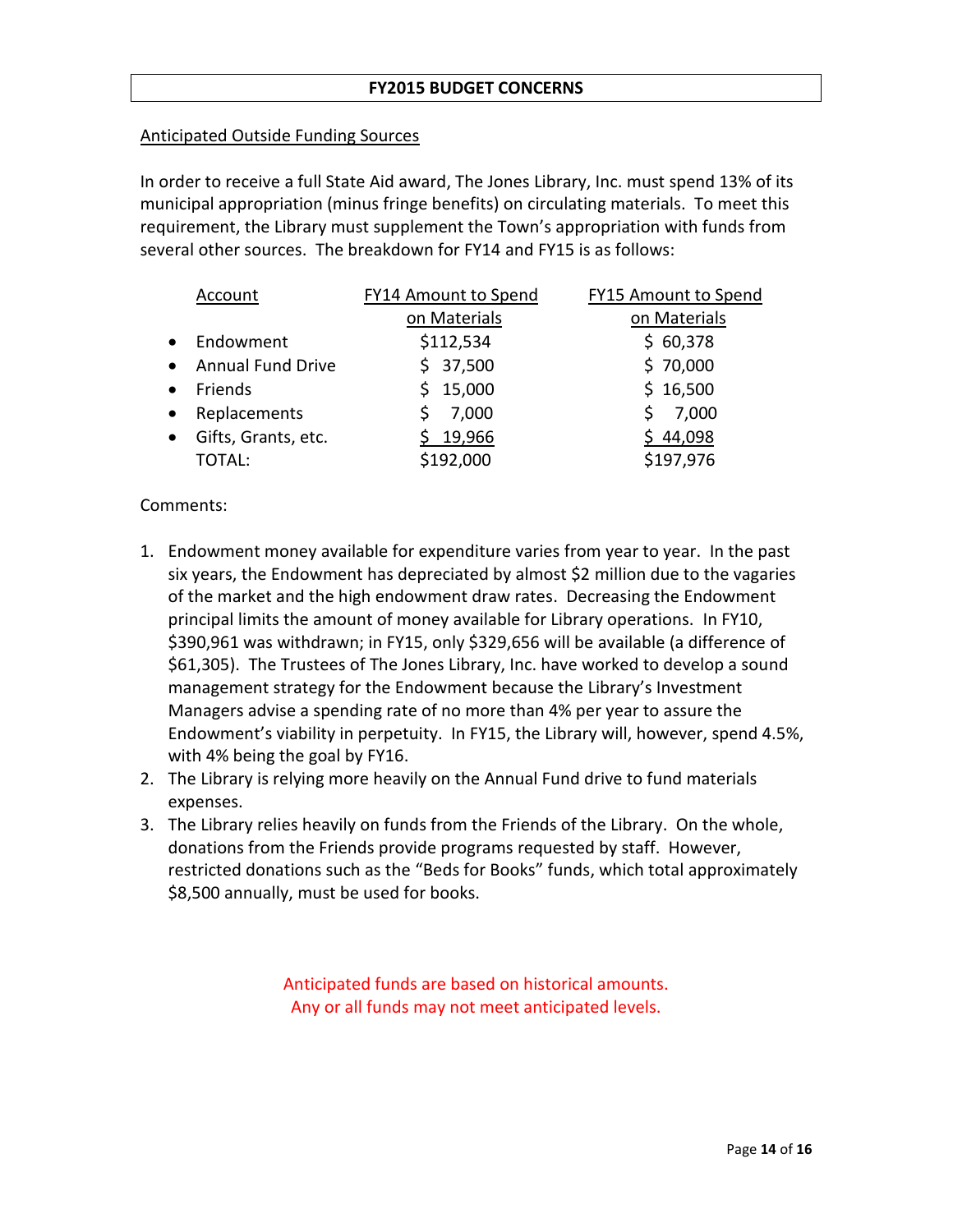## FY2015 BUDGET CONCERNS

Anticipated Outside Funding Sources

In order to receive a full State Aid award, The Jones Library, Inc. must spend 13% of its municipal appropriation (minus fringe benefits) on circulating materials. To meet this requirement, the Library must supplement the Town's appropriation with funds from several other sources. The breakdown for FY14 and FY15 is as follows:

| Account | FY14 Amount to Spend on Materials | FY15 Amount to Spend on Materials |
|---|---|---|
| • Endowment | $112,534 | $ 60,378 |
| • Annual Fund Drive | $ 37,500 | $ 70,000 |
| • Friends | $ 15,000 | $ 16,500 |
| • Replacements | $ 7,000 | $ 7,000 |
| • Gifts, Grants, etc. | $ 19,966 | $ 44,098 |
| TOTAL: | $192,000 | $197,976 |

Comments:

1. Endowment money available for expenditure varies from year to year. In the past six years, the Endowment has depreciated by almost $2 million due to the vagaries of the market and the high endowment draw rates. Decreasing the Endowment principal limits the amount of money available for Library operations. In FY10, $390,961 was withdrawn; in FY15, only $329,656 will be available (a difference of $61,305). The Trustees of The Jones Library, Inc. have worked to develop a sound management strategy for the Endowment because the Library's Investment Managers advise a spending rate of no more than 4% per year to assure the Endowment's viability in perpetuity. In FY15, the Library will, however, spend 4.5%, with 4% being the goal by FY16.
2. The Library is relying more heavily on the Annual Fund drive to fund materials expenses.
3. The Library relies heavily on funds from the Friends of the Library. On the whole, donations from the Friends provide programs requested by staff. However, restricted donations such as the "Beds for Books" funds, which total approximately $8,500 annually, must be used for books.

Anticipated funds are based on historical amounts.
Any or all funds may not meet anticipated levels.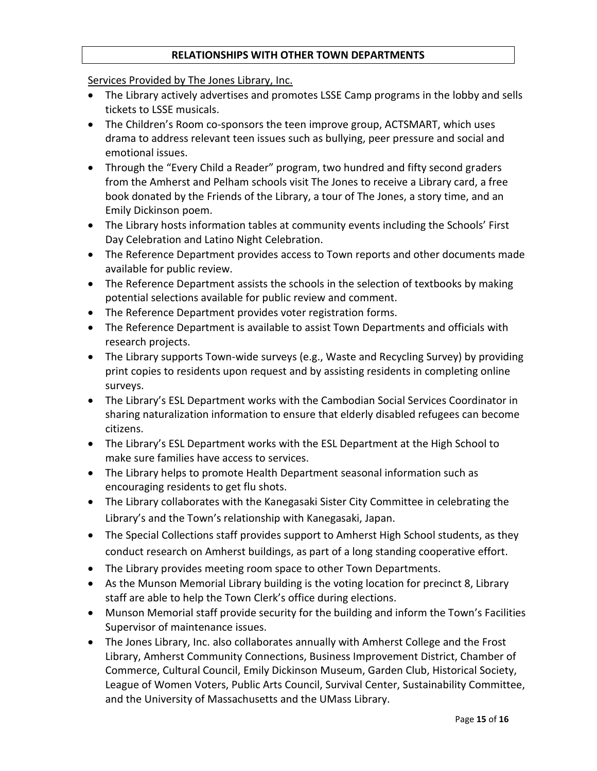## RELATIONSHIPS WITH OTHER TOWN DEPARTMENTS

Services Provided by The Jones Library, Inc.

- The Library actively advertises and promotes LSSE Camp programs in the lobby and sells tickets to LSSE musicals.
- The Children's Room co-sponsors the teen improve group, ACTSMART, which uses drama to address relevant teen issues such as bullying, peer pressure and social and emotional issues.
- Through the "Every Child a Reader" program, two hundred and fifty second graders from the Amherst and Pelham schools visit The Jones to receive a Library card, a free book donated by the Friends of the Library, a tour of The Jones, a story time, and an Emily Dickinson poem.
- The Library hosts information tables at community events including the Schools' First Day Celebration and Latino Night Celebration.
- The Reference Department provides access to Town reports and other documents made available for public review.
- The Reference Department assists the schools in the selection of textbooks by making potential selections available for public review and comment.
- The Reference Department provides voter registration forms.
- The Reference Department is available to assist Town Departments and officials with research projects.
- The Library supports Town-wide surveys (e.g., Waste and Recycling Survey) by providing print copies to residents upon request and by assisting residents in completing online surveys.
- The Library's ESL Department works with the Cambodian Social Services Coordinator in sharing naturalization information to ensure that elderly disabled refugees can become citizens.
- The Library's ESL Department works with the ESL Department at the High School to make sure families have access to services.
- The Library helps to promote Health Department seasonal information such as encouraging residents to get flu shots.
- The Library collaborates with the Kanegasaki Sister City Committee in celebrating the Library's and the Town's relationship with Kanegasaki, Japan.
- The Special Collections staff provides support to Amherst High School students, as they conduct research on Amherst buildings, as part of a long standing cooperative effort.
- The Library provides meeting room space to other Town Departments.
- As the Munson Memorial Library building is the voting location for precinct 8, Library staff are able to help the Town Clerk's office during elections.
- Munson Memorial staff provide security for the building and inform the Town's Facilities Supervisor of maintenance issues.
- The Jones Library, Inc. also collaborates annually with Amherst College and the Frost Library, Amherst Community Connections, Business Improvement District, Chamber of Commerce, Cultural Council, Emily Dickinson Museum, Garden Club, Historical Society, League of Women Voters, Public Arts Council, Survival Center, Sustainability Committee, and the University of Massachusetts and the UMass Library.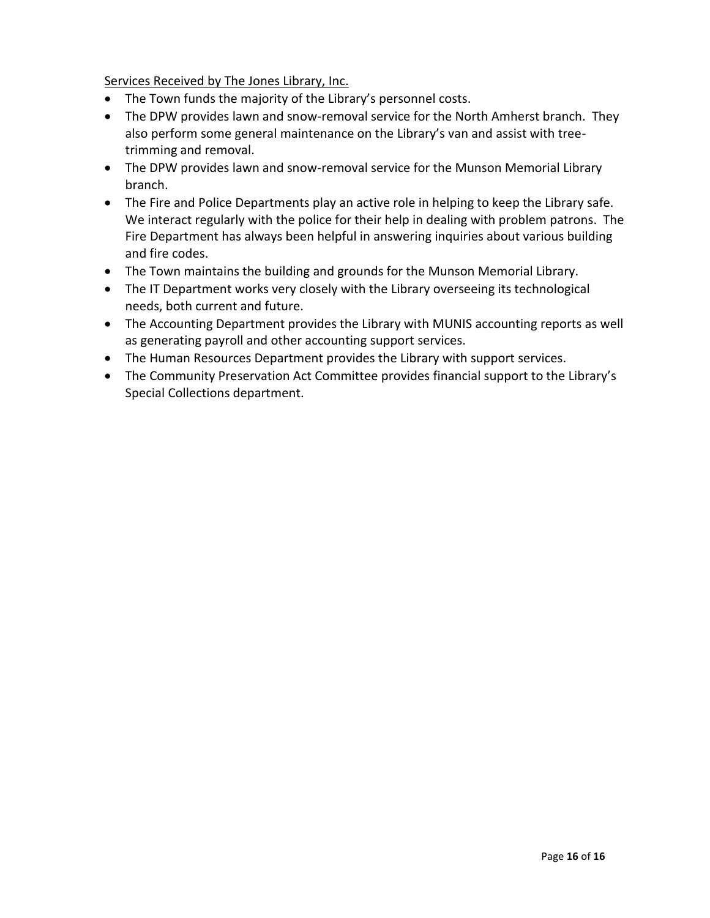Services Received by The Jones Library, Inc.

- The Town funds the majority of the Library's personnel costs.
- The DPW provides lawn and snow-removal service for the North Amherst branch. They also perform some general maintenance on the Library's van and assist with tree-trimming and removal.
- The DPW provides lawn and snow-removal service for the Munson Memorial Library branch.
- The Fire and Police Departments play an active role in helping to keep the Library safe. We interact regularly with the police for their help in dealing with problem patrons. The Fire Department has always been helpful in answering inquiries about various building and fire codes.
- The Town maintains the building and grounds for the Munson Memorial Library.
- The IT Department works very closely with the Library overseeing its technological needs, both current and future.
- The Accounting Department provides the Library with MUNIS accounting reports as well as generating payroll and other accounting support services.
- The Human Resources Department provides the Library with support services.
- The Community Preservation Act Committee provides financial support to the Library's Special Collections department.